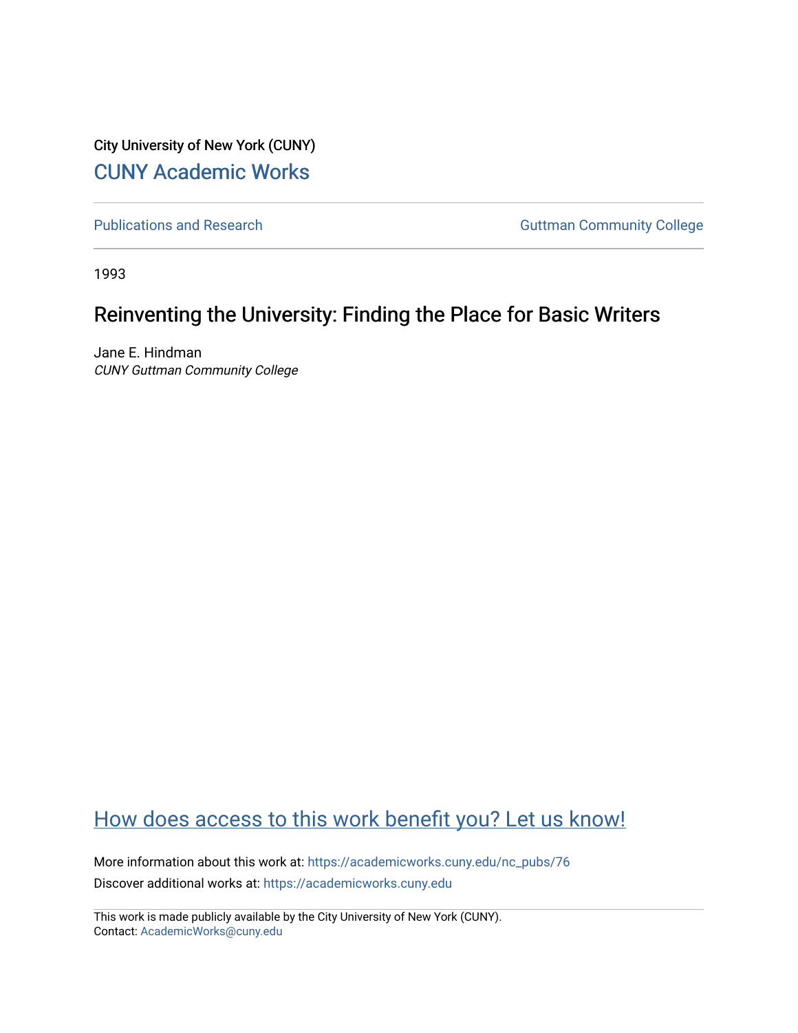City University of New York (CUNY)

CUNY Academic Works

Publications and Research

Guttman Community College

1993

# Reinventing the University: Finding the Place for Basic Writers

Jane E. Hindman

*CUNY Guttman Community College*

How does access to this work benefit you? Let us know!

More information about this work at: https://academicworks.cuny.edu/nc_pubs/76

Discover additional works at: https://academicworks.cuny.edu

This work is made publicly available by the City University of New York (CUNY).
Contact: AcademicWorks@cuny.edu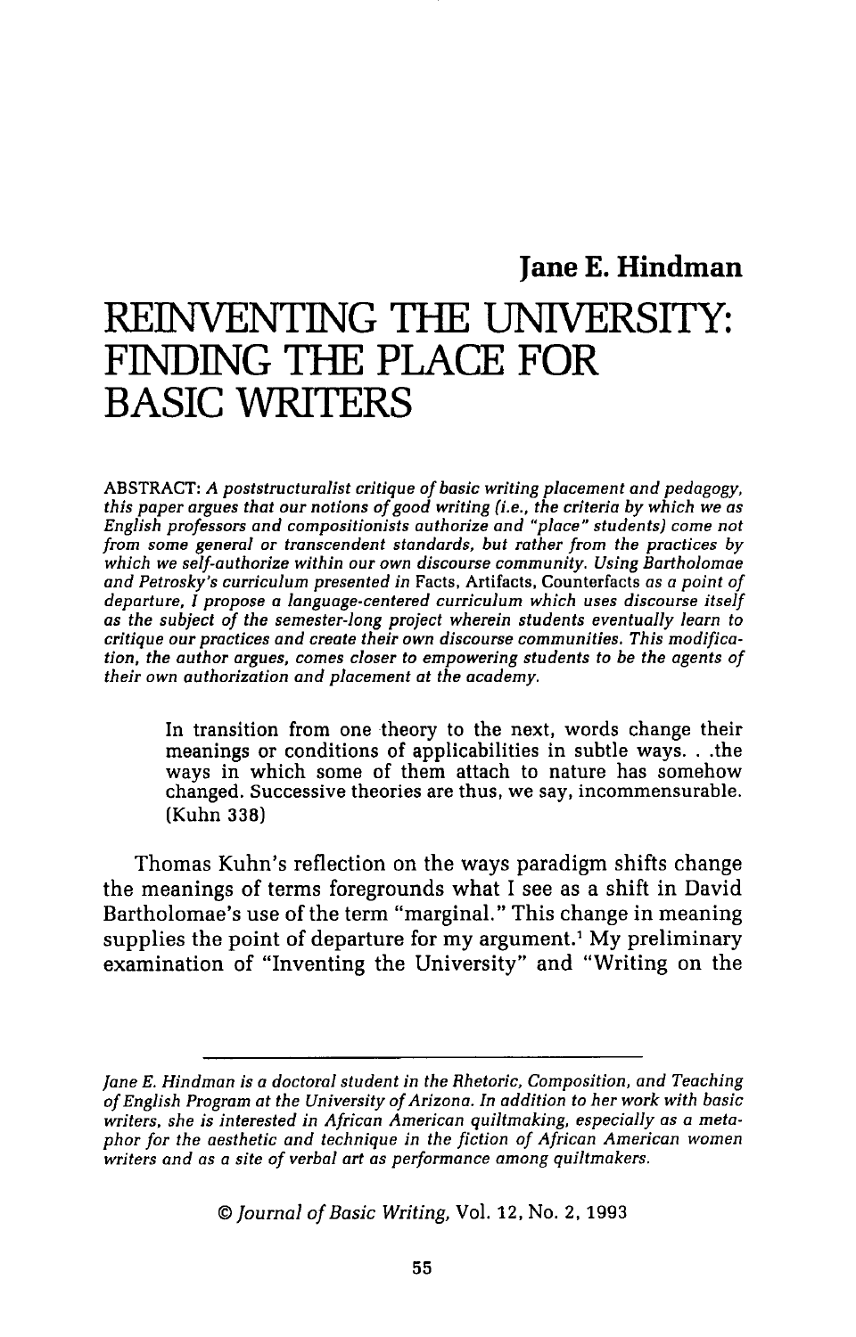**Jane E. Hindman**

# REINVENTING THE UNIVERSITY: FINDING THE PLACE FOR BASIC WRITERS

ABSTRACT: *A poststructuralist critique of basic writing placement and pedagogy, this paper argues that our notions of good writing (i.e., the criteria by which we as English professors and compositionists authorize and "place" students) come not from some general or transcendent standards, but rather from the practices by which we self-authorize within our own discourse community. Using Bartholomae and Petrosky's curriculum presented in* Facts, Artifacts, Counterfacts *as a point of departure, I propose a language-centered curriculum which uses discourse itself as the subject of the semester-long project wherein students eventually learn to critique our practices and create their own discourse communities. This modification, the author argues, comes closer to empowering students to be the agents of their own authorization and placement at the academy.*

> In transition from one theory to the next, words change their meanings or conditions of applicabilities in subtle ways. . .the ways in which some of them attach to nature has somehow changed. Successive theories are thus, we say, incommensurable. (Kuhn 338)

Thomas Kuhn's reflection on the ways paradigm shifts change the meanings of terms foregrounds what I see as a shift in David Bartholomae's use of the term "marginal." This change in meaning supplies the point of departure for my argument.[1] My preliminary examination of "Inventing the University" and "Writing on the

---

*Jane E. Hindman is a doctoral student in the Rhetoric, Composition, and Teaching of English Program at the University of Arizona. In addition to her work with basic writers, she is interested in African American quiltmaking, especially as a metaphor for the aesthetic and technique in the fiction of African American women writers and as a site of verbal art as performance among quiltmakers.*

© *Journal of Basic Writing*, Vol. 12, No. 2, 1993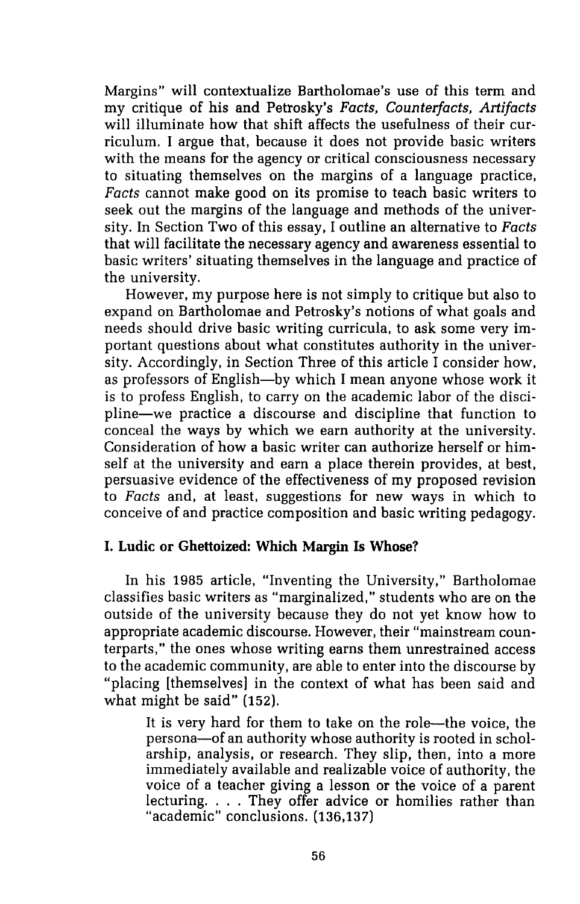Margins" will contextualize Bartholomae's use of this term and my critique of his and Petrosky's *Facts, Counterfacts, Artifacts* will illuminate how that shift affects the usefulness of their curriculum. I argue that, because it does not provide basic writers with the means for the agency or critical consciousness necessary to situating themselves on the margins of a language practice, *Facts* cannot make good on its promise to teach basic writers to seek out the margins of the language and methods of the university. In Section Two of this essay, I outline an alternative to *Facts* that will facilitate the necessary agency and awareness essential to basic writers' situating themselves in the language and practice of the university.

However, my purpose here is not simply to critique but also to expand on Bartholomae and Petrosky's notions of what goals and needs should drive basic writing curricula, to ask some very important questions about what constitutes authority in the university. Accordingly, in Section Three of this article I consider how, as professors of English—by which I mean anyone whose work it is to profess English, to carry on the academic labor of the discipline—we practice a discourse and discipline that function to conceal the ways by which we earn authority at the university. Consideration of how a basic writer can authorize herself or himself at the university and earn a place therein provides, at best, persuasive evidence of the effectiveness of my proposed revision to *Facts* and, at least, suggestions for new ways in which to conceive of and practice composition and basic writing pedagogy.

### I. Ludic or Ghettoized: Which Margin Is Whose?

In his 1985 article, "Inventing the University," Bartholomae classifies basic writers as "marginalized," students who are on the outside of the university because they do not yet know how to appropriate academic discourse. However, their "mainstream counterparts," the ones whose writing earns them unrestrained access to the academic community, are able to enter into the discourse by "placing [themselves] in the context of what has been said and what might be said" (152).

> It is very hard for them to take on the role—the voice, the persona—of an authority whose authority is rooted in scholarship, analysis, or research. They slip, then, into a more immediately available and realizable voice of authority, the voice of a teacher giving a lesson or the voice of a parent lecturing. . . . They offer advice or homilies rather than "academic" conclusions. (136,137)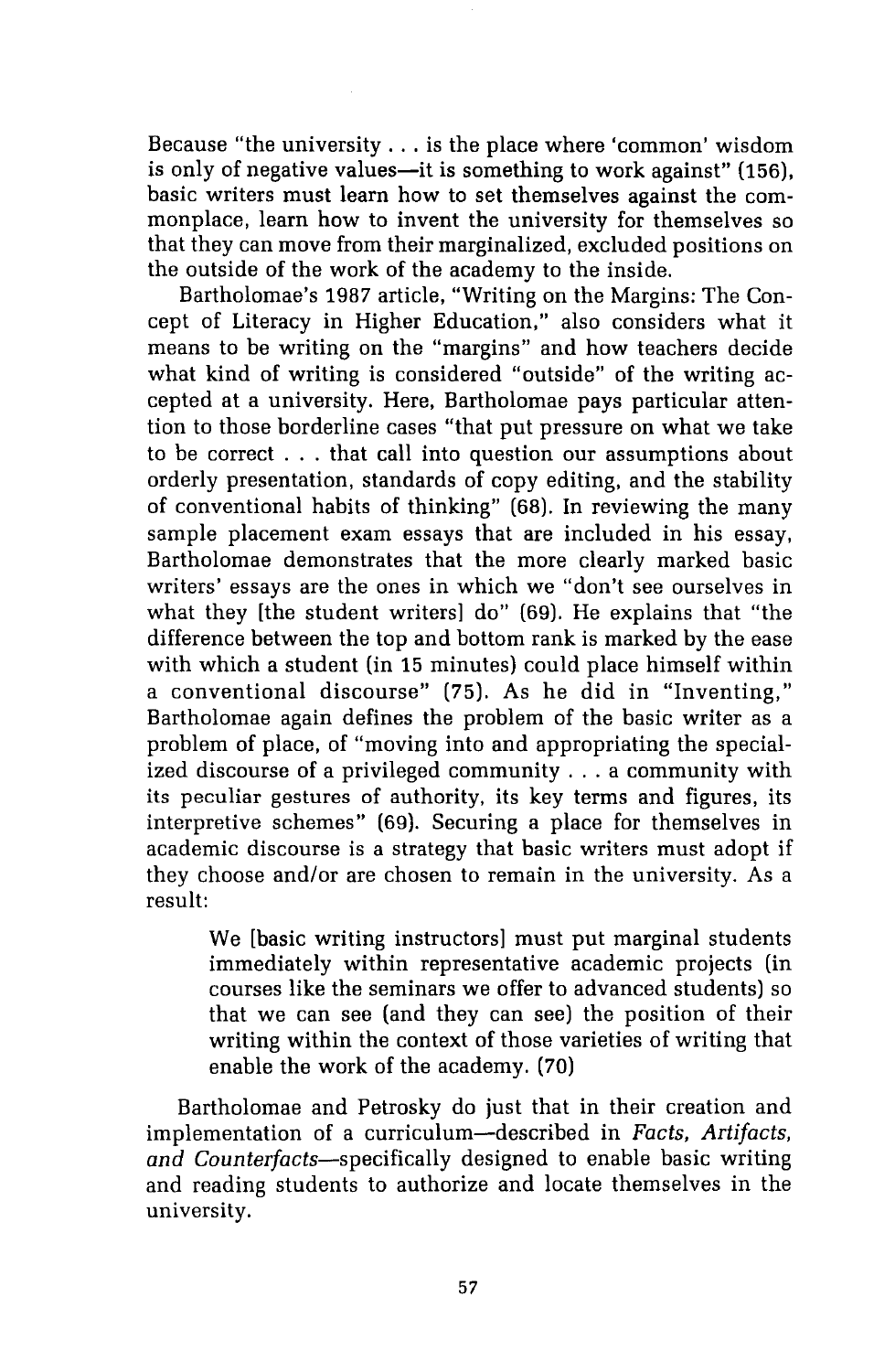Because "the university . . . is the place where 'common' wisdom is only of negative values—it is something to work against" (156), basic writers must learn how to set themselves against the commonplace, learn how to invent the university for themselves so that they can move from their marginalized, excluded positions on the outside of the work of the academy to the inside.

Bartholomae's 1987 article, "Writing on the Margins: The Concept of Literacy in Higher Education," also considers what it means to be writing on the "margins" and how teachers decide what kind of writing is considered "outside" of the writing accepted at a university. Here, Bartholomae pays particular attention to those borderline cases "that put pressure on what we take to be correct . . . that call into question our assumptions about orderly presentation, standards of copy editing, and the stability of conventional habits of thinking" (68). In reviewing the many sample placement exam essays that are included in his essay, Bartholomae demonstrates that the more clearly marked basic writers' essays are the ones in which we "don't see ourselves in what they [the student writers] do" (69). He explains that "the difference between the top and bottom rank is marked by the ease with which a student (in 15 minutes) could place himself within a conventional discourse" (75). As he did in "Inventing," Bartholomae again defines the problem of the basic writer as a problem of place, of "moving into and appropriating the specialized discourse of a privileged community . . . a community with its peculiar gestures of authority, its key terms and figures, its interpretive schemes" (69). Securing a place for themselves in academic discourse is a strategy that basic writers must adopt if they choose and/or are chosen to remain in the university. As a result:

> We [basic writing instructors] must put marginal students immediately within representative academic projects (in courses like the seminars we offer to advanced students) so that we can see (and they can see) the position of their writing within the context of those varieties of writing that enable the work of the academy. (70)

Bartholomae and Petrosky do just that in their creation and implementation of a curriculum—described in *Facts, Artifacts, and Counterfacts*—specifically designed to enable basic writing and reading students to authorize and locate themselves in the university.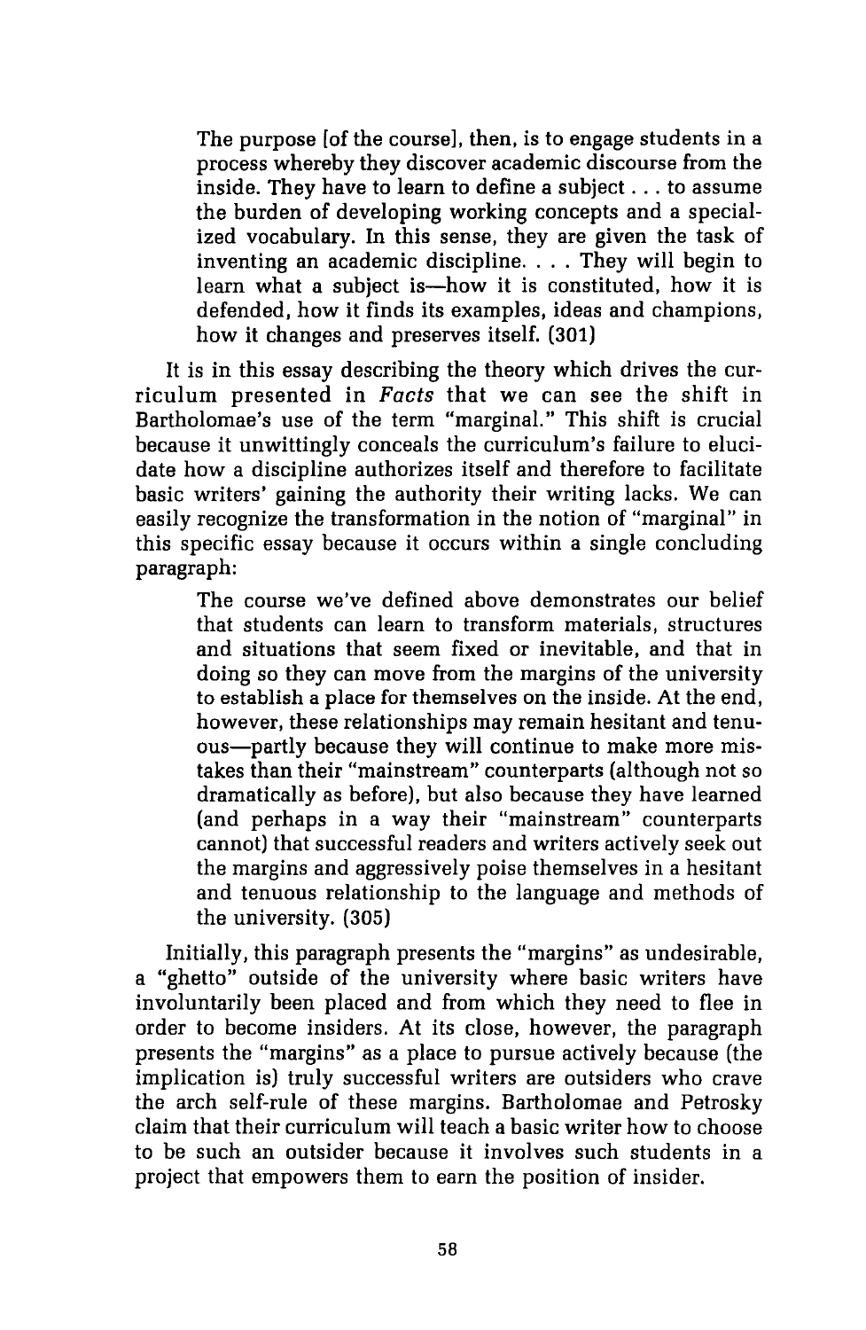> The purpose [of the course], then, is to engage students in a process whereby they discover academic discourse from the inside. They have to learn to define a subject . . . to assume the burden of developing working concepts and a specialized vocabulary. In this sense, they are given the task of inventing an academic discipline. . . . They will begin to learn what a subject is—how it is constituted, how it is defended, how it finds its examples, ideas and champions, how it changes and preserves itself. (301)

It is in this essay describing the theory which drives the curriculum presented in *Facts* that we can see the shift in Bartholomae's use of the term "marginal." This shift is crucial because it unwittingly conceals the curriculum's failure to elucidate how a discipline authorizes itself and therefore to facilitate basic writers' gaining the authority their writing lacks. We can easily recognize the transformation in the notion of "marginal" in this specific essay because it occurs within a single concluding paragraph:

> The course we've defined above demonstrates our belief that students can learn to transform materials, structures and situations that seem fixed or inevitable, and that in doing so they can move from the margins of the university to establish a place for themselves on the inside. At the end, however, these relationships may remain hesitant and tenuous—partly because they will continue to make more mistakes than their "mainstream" counterparts (although not so dramatically as before), but also because they have learned (and perhaps in a way their "mainstream" counterparts cannot) that successful readers and writers actively seek out the margins and aggressively poise themselves in a hesitant and tenuous relationship to the language and methods of the university. (305)

Initially, this paragraph presents the "margins" as undesirable, a "ghetto" outside of the university where basic writers have involuntarily been placed and from which they need to flee in order to become insiders. At its close, however, the paragraph presents the "margins" as a place to pursue actively because (the implication is) truly successful writers are outsiders who crave the arch self-rule of these margins. Bartholomae and Petrosky claim that their curriculum will teach a basic writer how to choose to be such an outsider because it involves such students in a project that empowers them to earn the position of insider.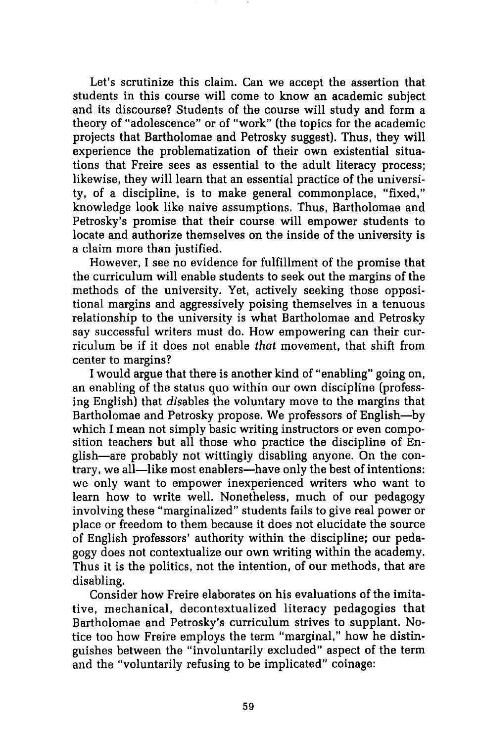Let's scrutinize this claim. Can we accept the assertion that students in this course will come to know an academic subject and its discourse? Students of the course will study and form a theory of "adolescence" or of "work" (the topics for the academic projects that Bartholomae and Petrosky suggest). Thus, they will experience the problematization of their own existential situations that Freire sees as essential to the adult literacy process; likewise, they will learn that an essential practice of the university, of a discipline, is to make general commonplace, "fixed," knowledge look like naive assumptions. Thus, Bartholomae and Petrosky's promise that their course will empower students to locate and authorize themselves on the inside of the university is a claim more than justified.

However, I see no evidence for fulfillment of the promise that the curriculum will enable students to seek out the margins of the methods of the university. Yet, actively seeking those oppositional margins and aggressively poising themselves in a tenuous relationship to the university is what Bartholomae and Petrosky say successful writers must do. How empowering can their curriculum be if it does not enable *that* movement, that shift from center to margins?

I would argue that there is another kind of "enabling" going on, an enabling of the status quo within our own discipline (professing English) that *dis*ables the voluntary move to the margins that Bartholomae and Petrosky propose. We professors of English—by which I mean not simply basic writing instructors or even composition teachers but all those who practice the discipline of English—are probably not wittingly disabling anyone. On the contrary, we all—like most enablers—have only the best of intentions: we only want to empower inexperienced writers who want to learn how to write well. Nonetheless, much of our pedagogy involving these "marginalized" students fails to give real power or place or freedom to them because it does not elucidate the source of English professors' authority within the discipline; our pedagogy does not contextualize our own writing within the academy. Thus it is the politics, not the intention, of our methods, that are disabling.

Consider how Freire elaborates on his evaluations of the imitative, mechanical, decontextualized literacy pedagogies that Bartholomae and Petrosky's curriculum strives to supplant. Notice too how Freire employs the term "marginal," how he distinguishes between the "involuntarily excluded" aspect of the term and the "voluntarily refusing to be implicated" coinage: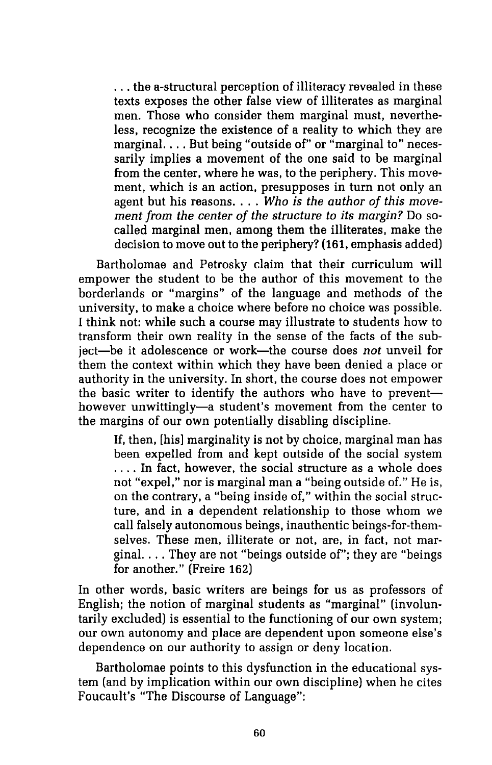> . . . the a-structural perception of illiteracy revealed in these texts exposes the other false view of illiterates as marginal men. Those who consider them marginal must, nevertheless, recognize the existence of a reality to which they are marginal. . . . But being "outside of" or "marginal to" necessarily implies a movement of the one said to be marginal from the center, where he was, to the periphery. This movement, which is an action, presupposes in turn not only an agent but his reasons. . . . *Who is the author of this movement from the center of the structure to its margin?* Do so-called marginal men, among them the illiterates, make the decision to move out to the periphery? (161, emphasis added)

Bartholomae and Petrosky claim that their curriculum will empower the student to be the author of this movement to the borderlands or "margins" of the language and methods of the university, to make a choice where before no choice was possible. I think not: while such a course may illustrate to students how to transform their own reality in the sense of the facts of the subject—be it adolescence or work—the course does *not* unveil for them the context within which they have been denied a place or authority in the university. In short, the course does not empower the basic writer to identify the authors who have to prevent—however unwittingly—a student's movement from the center to the margins of our own potentially disabling discipline.

> If, then, [his] marginality is not by choice, marginal man has been expelled from and kept outside of the social system . . . . In fact, however, the social structure as a whole does not "expel," nor is marginal man a "being outside of." He is, on the contrary, a "being inside of," within the social structure, and in a dependent relationship to those whom we call falsely autonomous beings, inauthentic beings-for-themselves. These men, illiterate or not, are, in fact, not marginal. . . . They are not "beings outside of"; they are "beings for another." (Freire 162)

In other words, basic writers are beings for us as professors of English; the notion of marginal students as "marginal" (involuntarily excluded) is essential to the functioning of our own system; our own autonomy and place are dependent upon someone else's dependence on our authority to assign or deny location.

Bartholomae points to this dysfunction in the educational system (and by implication within our own discipline) when he cites Foucault's "The Discourse of Language":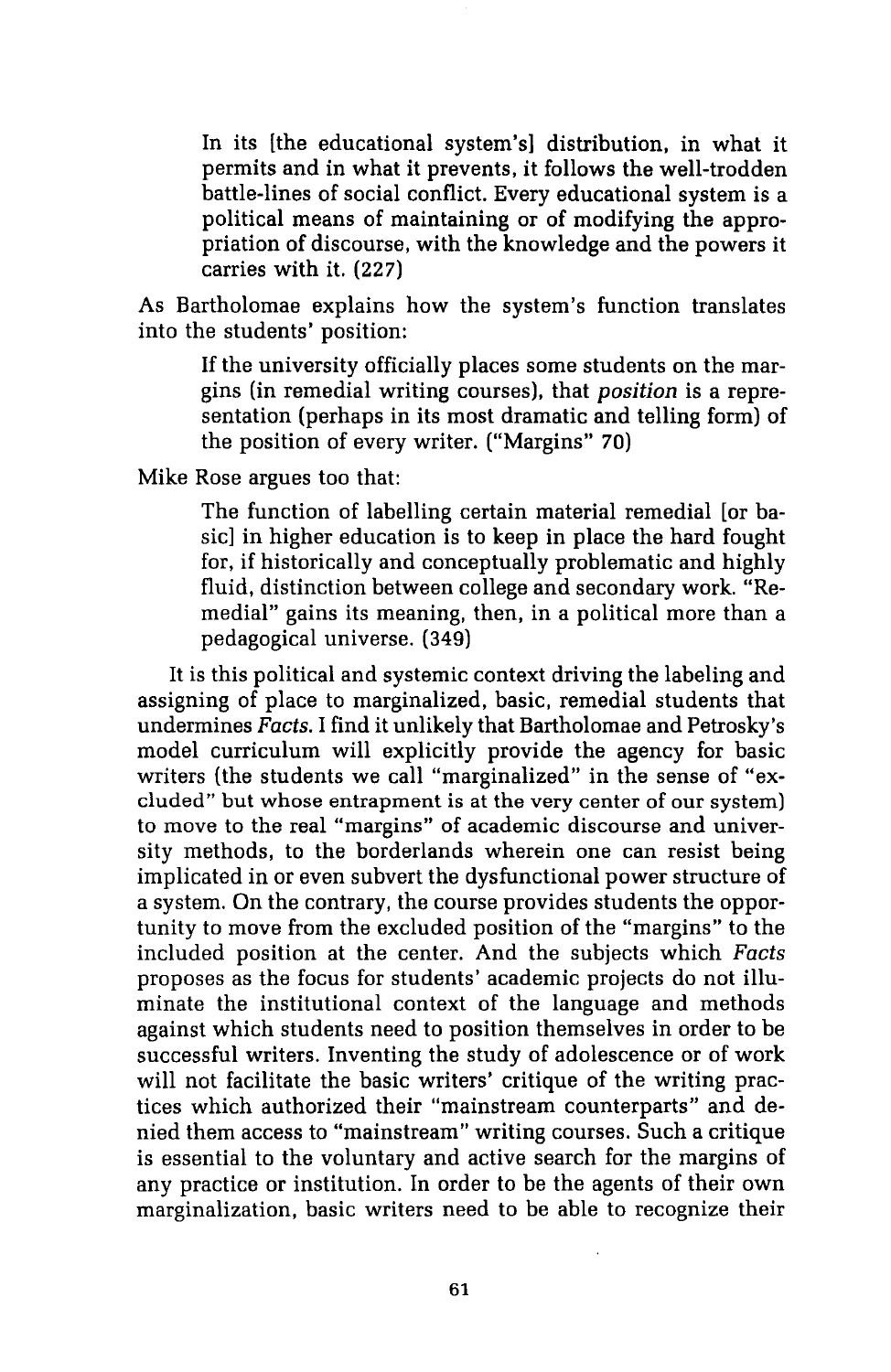> In its [the educational system's] distribution, in what it permits and in what it prevents, it follows the well-trodden battle-lines of social conflict. Every educational system is a political means of maintaining or of modifying the appropriation of discourse, with the knowledge and the powers it carries with it. (227)

As Bartholomae explains how the system's function translates into the students' position:

> If the university officially places some students on the margins (in remedial writing courses), that *position* is a representation (perhaps in its most dramatic and telling form) of the position of every writer. ("Margins" 70)

Mike Rose argues too that:

> The function of labelling certain material remedial [or basic] in higher education is to keep in place the hard fought for, if historically and conceptually problematic and highly fluid, distinction between college and secondary work. "Remedial" gains its meaning, then, in a political more than a pedagogical universe. (349)

It is this political and systemic context driving the labeling and assigning of place to marginalized, basic, remedial students that undermines *Facts*. I find it unlikely that Bartholomae and Petrosky's model curriculum will explicitly provide the agency for basic writers (the students we call "marginalized" in the sense of "excluded" but whose entrapment is at the very center of our system) to move to the real "margins" of academic discourse and university methods, to the borderlands wherein one can resist being implicated in or even subvert the dysfunctional power structure of a system. On the contrary, the course provides students the opportunity to move from the excluded position of the "margins" to the included position at the center. And the subjects which *Facts* proposes as the focus for students' academic projects do not illuminate the institutional context of the language and methods against which students need to position themselves in order to be successful writers. Inventing the study of adolescence or of work will not facilitate the basic writers' critique of the writing practices which authorized their "mainstream counterparts" and denied them access to "mainstream" writing courses. Such a critique is essential to the voluntary and active search for the margins of any practice or institution. In order to be the agents of their own marginalization, basic writers need to be able to recognize their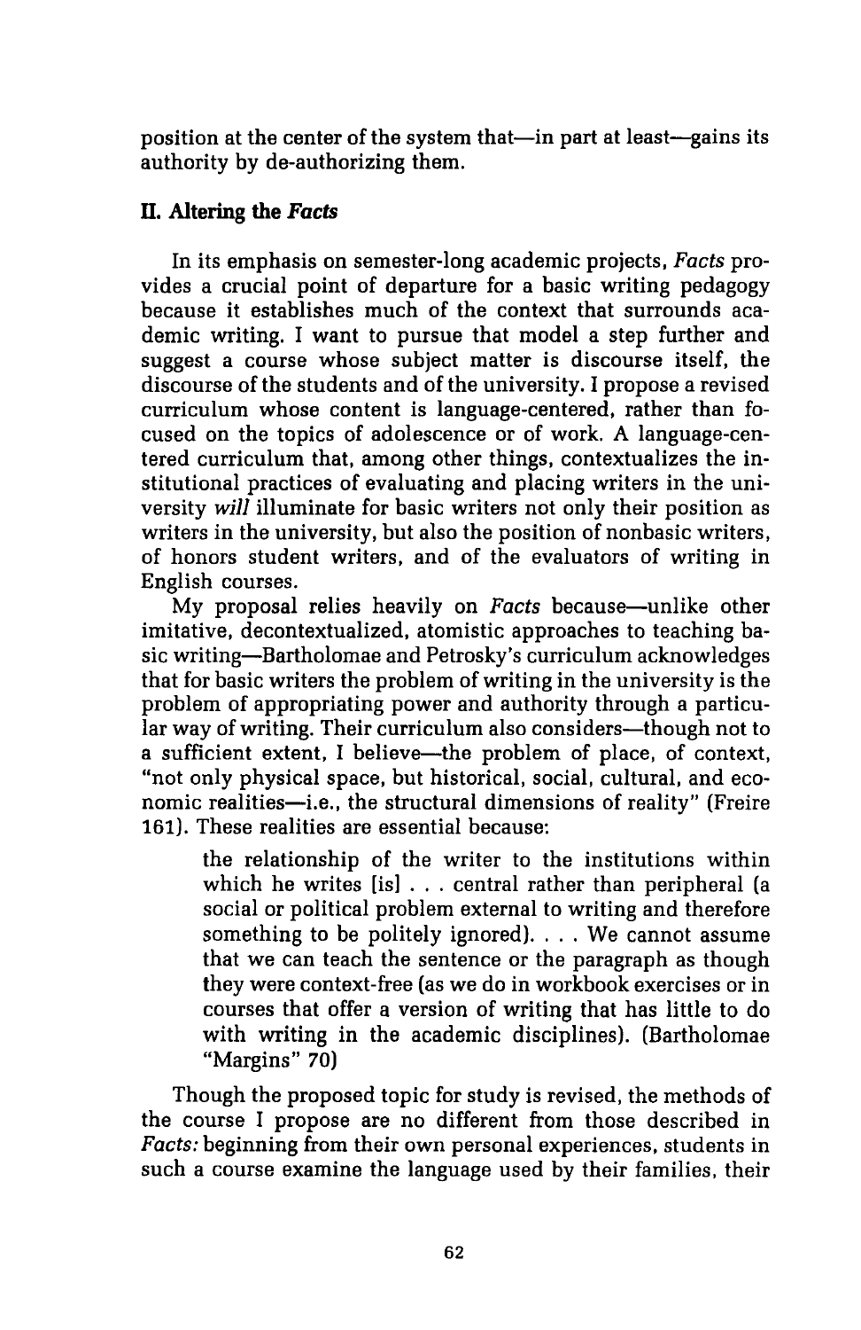position at the center of the system that—in part at least—gains its authority by de-authorizing them.

## II. Altering the *Facts*

In its emphasis on semester-long academic projects, *Facts* provides a crucial point of departure for a basic writing pedagogy because it establishes much of the context that surrounds academic writing. I want to pursue that model a step further and suggest a course whose subject matter is discourse itself, the discourse of the students and of the university. I propose a revised curriculum whose content is language-centered, rather than focused on the topics of adolescence or of work. A language-centered curriculum that, among other things, contextualizes the institutional practices of evaluating and placing writers in the university *will* illuminate for basic writers not only their position as writers in the university, but also the position of nonbasic writers, of honors student writers, and of the evaluators of writing in English courses.

My proposal relies heavily on *Facts* because—unlike other imitative, decontextualized, atomistic approaches to teaching basic writing—Bartholomae and Petrosky's curriculum acknowledges that for basic writers the problem of writing in the university is the problem of appropriating power and authority through a particular way of writing. Their curriculum also considers—though not to a sufficient extent, I believe—the problem of place, of context, "not only physical space, but historical, social, cultural, and economic realities—i.e., the structural dimensions of reality" (Freire 161). These realities are essential because:

> the relationship of the writer to the institutions within which he writes [is] . . . central rather than peripheral (a social or political problem external to writing and therefore something to be politely ignored). . . . We cannot assume that we can teach the sentence or the paragraph as though they were context-free (as we do in workbook exercises or in courses that offer a version of writing that has little to do with writing in the academic disciplines). (Bartholomae "Margins" 70)

Though the proposed topic for study is revised, the methods of the course I propose are no different from those described in *Facts:* beginning from their own personal experiences, students in such a course examine the language used by their families, their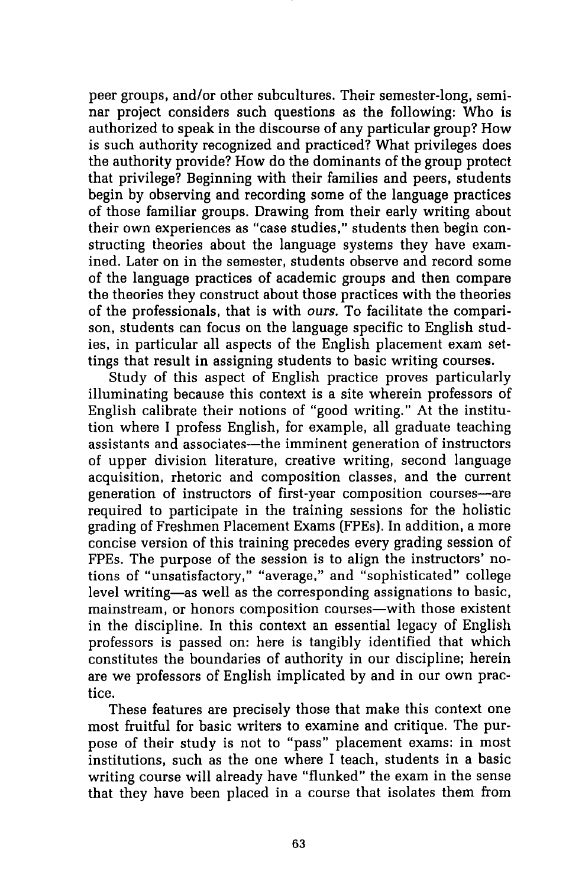peer groups, and/or other subcultures. Their semester-long, seminar project considers such questions as the following: Who is authorized to speak in the discourse of any particular group? How is such authority recognized and practiced? What privileges does the authority provide? How do the dominants of the group protect that privilege? Beginning with their families and peers, students begin by observing and recording some of the language practices of those familiar groups. Drawing from their early writing about their own experiences as "case studies," students then begin constructing theories about the language systems they have examined. Later on in the semester, students observe and record some of the language practices of academic groups and then compare the theories they construct about those practices with the theories of the professionals, that is with *ours.* To facilitate the comparison, students can focus on the language specific to English studies, in particular all aspects of the English placement exam settings that result in assigning students to basic writing courses.

Study of this aspect of English practice proves particularly illuminating because this context is a site wherein professors of English calibrate their notions of "good writing." At the institution where I profess English, for example, all graduate teaching assistants and associates—the imminent generation of instructors of upper division literature, creative writing, second language acquisition, rhetoric and composition classes, and the current generation of instructors of first-year composition courses—are required to participate in the training sessions for the holistic grading of Freshmen Placement Exams (FPEs). In addition, a more concise version of this training precedes every grading session of FPEs. The purpose of the session is to align the instructors' notions of "unsatisfactory," "average," and "sophisticated" college level writing—as well as the corresponding assignations to basic, mainstream, or honors composition courses—with those existent in the discipline. In this context an essential legacy of English professors is passed on: here is tangibly identified that which constitutes the boundaries of authority in our discipline; herein are we professors of English implicated by and in our own practice.

These features are precisely those that make this context one most fruitful for basic writers to examine and critique. The purpose of their study is not to "pass" placement exams: in most institutions, such as the one where I teach, students in a basic writing course will already have "flunked" the exam in the sense that they have been placed in a course that isolates them from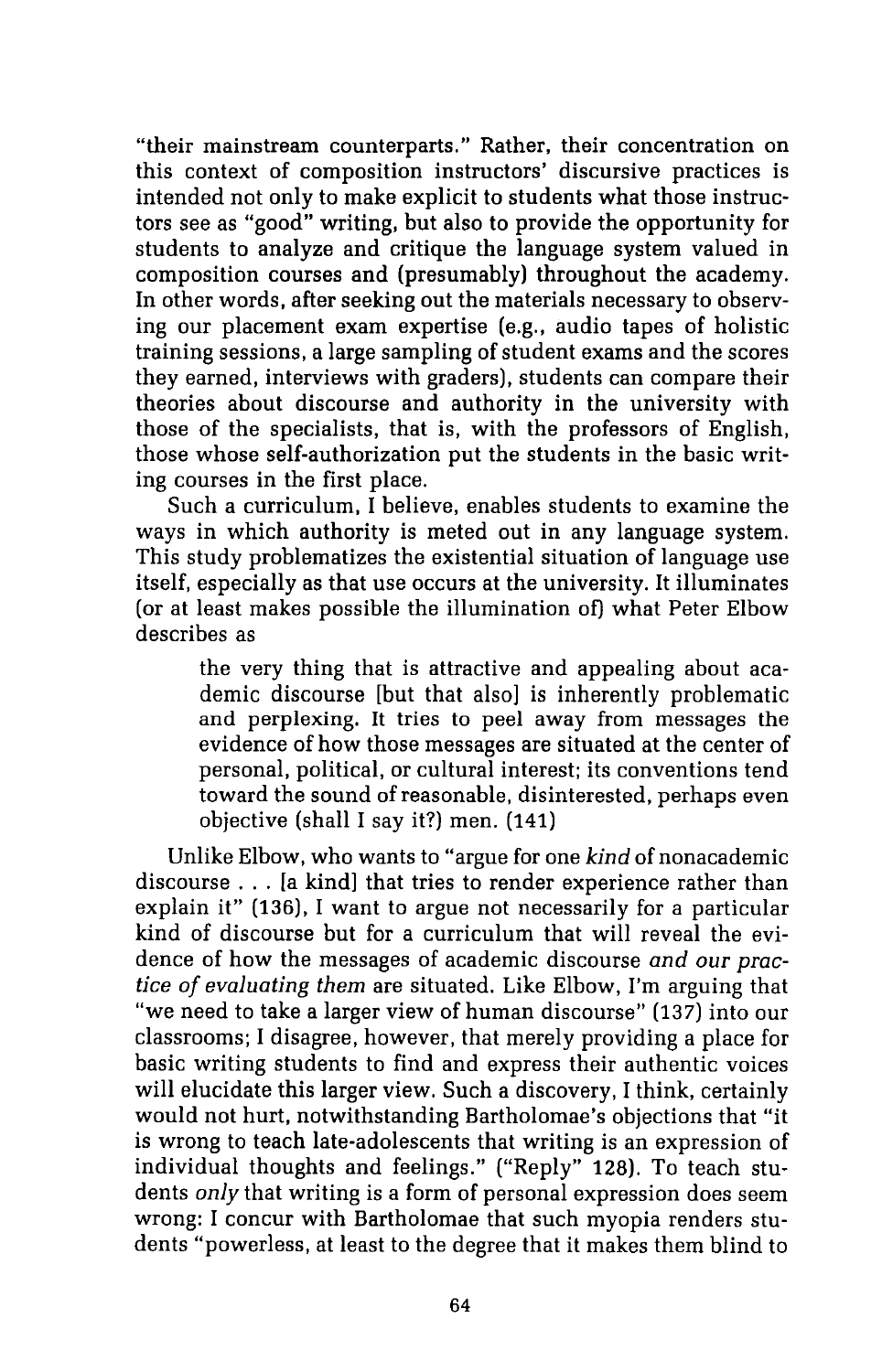"their mainstream counterparts." Rather, their concentration on this context of composition instructors' discursive practices is intended not only to make explicit to students what those instructors see as "good" writing, but also to provide the opportunity for students to analyze and critique the language system valued in composition courses and (presumably) throughout the academy. In other words, after seeking out the materials necessary to observing our placement exam expertise (e.g., audio tapes of holistic training sessions, a large sampling of student exams and the scores they earned, interviews with graders), students can compare their theories about discourse and authority in the university with those of the specialists, that is, with the professors of English, those whose self-authorization put the students in the basic writing courses in the first place.

Such a curriculum, I believe, enables students to examine the ways in which authority is meted out in any language system. This study problematizes the existential situation of language use itself, especially as that use occurs at the university. It illuminates (or at least makes possible the illumination of) what Peter Elbow describes as

> the very thing that is attractive and appealing about academic discourse [but that also] is inherently problematic and perplexing. It tries to peel away from messages the evidence of how those messages are situated at the center of personal, political, or cultural interest; its conventions tend toward the sound of reasonable, disinterested, perhaps even objective (shall I say it?) men. (141)

Unlike Elbow, who wants to "argue for one *kind* of nonacademic discourse . . . [a kind] that tries to render experience rather than explain it" (136), I want to argue not necessarily for a particular kind of discourse but for a curriculum that will reveal the evidence of how the messages of academic discourse *and our practice of evaluating them* are situated. Like Elbow, I'm arguing that "we need to take a larger view of human discourse" (137) into our classrooms; I disagree, however, that merely providing a place for basic writing students to find and express their authentic voices will elucidate this larger view. Such a discovery, I think, certainly would not hurt, notwithstanding Bartholomae's objections that "it is wrong to teach late-adolescents that writing is an expression of individual thoughts and feelings." ("Reply" 128). To teach students *only* that writing is a form of personal expression does seem wrong: I concur with Bartholomae that such myopia renders students "powerless, at least to the degree that it makes them blind to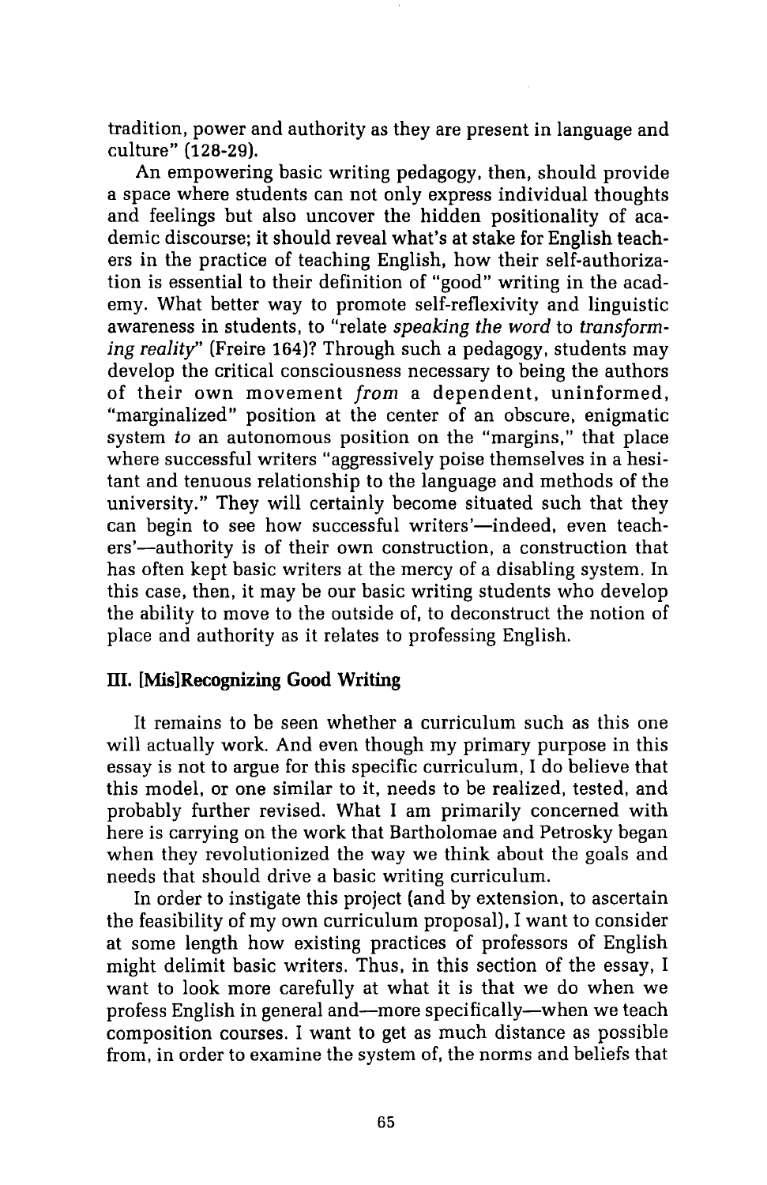tradition, power and authority as they are present in language and culture" (128-29).

An empowering basic writing pedagogy, then, should provide a space where students can not only express individual thoughts and feelings but also uncover the hidden positionality of academic discourse; it should reveal what's at stake for English teachers in the practice of teaching English, how their self-authorization is essential to their definition of "good" writing in the academy. What better way to promote self-reflexivity and linguistic awareness in students, to "relate *speaking the word* to *transforming reality*" (Freire 164)? Through such a pedagogy, students may develop the critical consciousness necessary to being the authors of their own movement *from* a dependent, uninformed, "marginalized" position at the center of an obscure, enigmatic system *to* an autonomous position on the "margins," that place where successful writers "aggressively poise themselves in a hesitant and tenuous relationship to the language and methods of the university." They will certainly become situated such that they can begin to see how successful writers'—indeed, even teachers'—authority is of their own construction, a construction that has often kept basic writers at the mercy of a disabling system. In this case, then, it may be our basic writing students who develop the ability to move to the outside of, to deconstruct the notion of place and authority as it relates to professing English.

## III. [Mis]Recognizing Good Writing

It remains to be seen whether a curriculum such as this one will actually work. And even though my primary purpose in this essay is not to argue for this specific curriculum, I do believe that this model, or one similar to it, needs to be realized, tested, and probably further revised. What I am primarily concerned with here is carrying on the work that Bartholomae and Petrosky began when they revolutionized the way we think about the goals and needs that should drive a basic writing curriculum.

In order to instigate this project (and by extension, to ascertain the feasibility of my own curriculum proposal), I want to consider at some length how existing practices of professors of English might delimit basic writers. Thus, in this section of the essay, I want to look more carefully at what it is that we do when we profess English in general and—more specifically—when we teach composition courses. I want to get as much distance as possible from, in order to examine the system of, the norms and beliefs that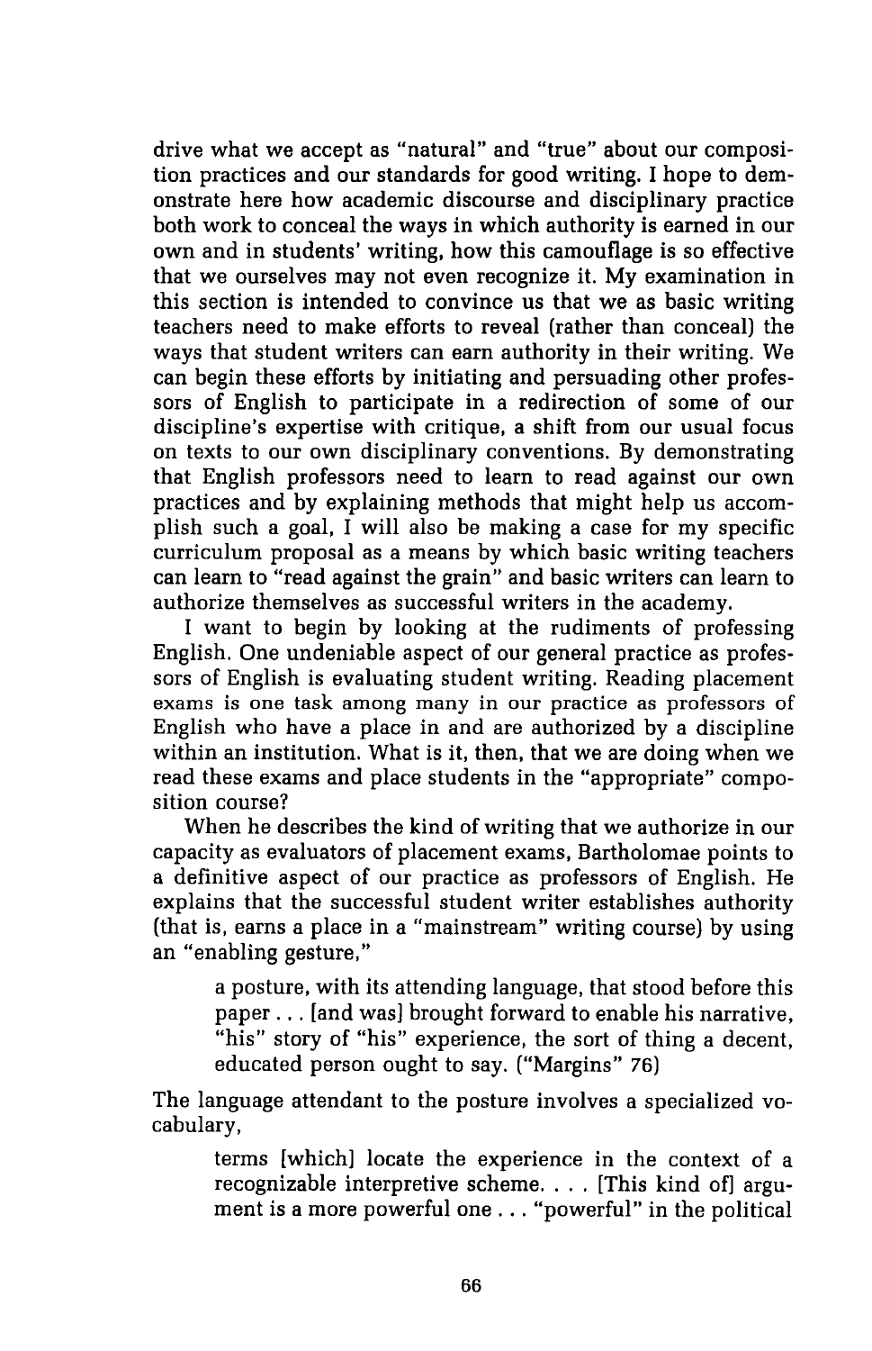drive what we accept as "natural" and "true" about our composition practices and our standards for good writing. I hope to demonstrate here how academic discourse and disciplinary practice both work to conceal the ways in which authority is earned in our own and in students' writing, how this camouflage is so effective that we ourselves may not even recognize it. My examination in this section is intended to convince us that we as basic writing teachers need to make efforts to reveal (rather than conceal) the ways that student writers can earn authority in their writing. We can begin these efforts by initiating and persuading other professors of English to participate in a redirection of some of our discipline's expertise with critique, a shift from our usual focus on texts to our own disciplinary conventions. By demonstrating that English professors need to learn to read against our own practices and by explaining methods that might help us accomplish such a goal, I will also be making a case for my specific curriculum proposal as a means by which basic writing teachers can learn to "read against the grain" and basic writers can learn to authorize themselves as successful writers in the academy.

I want to begin by looking at the rudiments of professing English. One undeniable aspect of our general practice as professors of English is evaluating student writing. Reading placement exams is one task among many in our practice as professors of English who have a place in and are authorized by a discipline within an institution. What is it, then, that we are doing when we read these exams and place students in the "appropriate" composition course?

When he describes the kind of writing that we authorize in our capacity as evaluators of placement exams, Bartholomae points to a definitive aspect of our practice as professors of English. He explains that the successful student writer establishes authority (that is, earns a place in a "mainstream" writing course) by using an "enabling gesture,"

> a posture, with its attending language, that stood before this paper . . . [and was] brought forward to enable his narrative, "his" story of "his" experience, the sort of thing a decent, educated person ought to say. ("Margins" 76)

The language attendant to the posture involves a specialized vocabulary,

> terms [which] locate the experience in the context of a recognizable interpretive scheme. . . . [This kind of] argument is a more powerful one . . . "powerful" in the political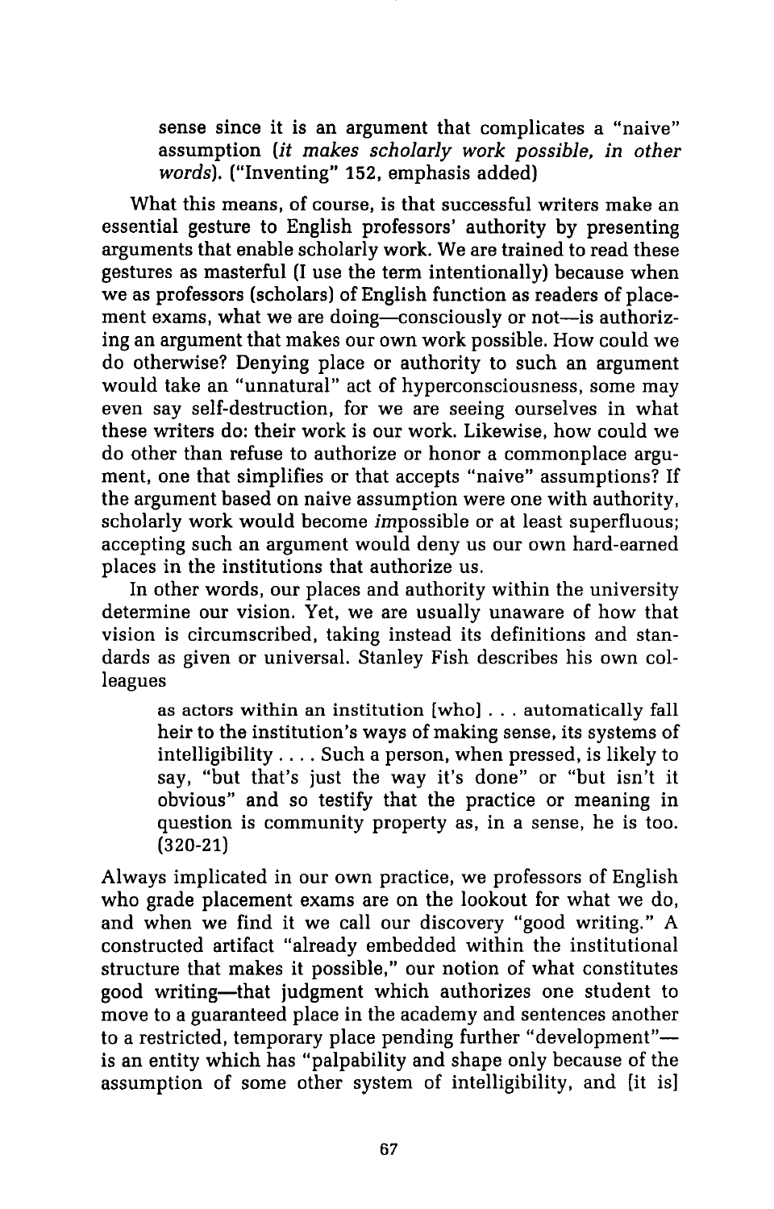sense since it is an argument that complicates a "naive" assumption (*it makes scholarly work possible, in other words*). ("Inventing" 152, emphasis added)

What this means, of course, is that successful writers make an essential gesture to English professors' authority by presenting arguments that enable scholarly work. We are trained to read these gestures as masterful (I use the term intentionally) because when we as professors (scholars) of English function as readers of placement exams, what we are doing—consciously or not—is authorizing an argument that makes our own work possible. How could we do otherwise? Denying place or authority to such an argument would take an "unnatural" act of hyperconsciousness, some may even say self-destruction, for we are seeing ourselves in what these writers do: their work is our work. Likewise, how could we do other than refuse to authorize or honor a commonplace argument, one that simplifies or that accepts "naive" assumptions? If the argument based on naive assumption were one with authority, scholarly work would become *im*possible or at least superfluous; accepting such an argument would deny us our own hard-earned places in the institutions that authorize us.

In other words, our places and authority within the university determine our vision. Yet, we are usually unaware of how that vision is circumscribed, taking instead its definitions and standards as given or universal. Stanley Fish describes his own colleagues

> as actors within an institution [who] . . . automatically fall heir to the institution's ways of making sense, its systems of intelligibility . . . . Such a person, when pressed, is likely to say, "but that's just the way it's done" or "but isn't it obvious" and so testify that the practice or meaning in question is community property as, in a sense, he is too. (320-21)

Always implicated in our own practice, we professors of English who grade placement exams are on the lookout for what we do, and when we find it we call our discovery "good writing." A constructed artifact "already embedded within the institutional structure that makes it possible," our notion of what constitutes good writing—that judgment which authorizes one student to move to a guaranteed place in the academy and sentences another to a restricted, temporary place pending further "development"—is an entity which has "palpability and shape only because of the assumption of some other system of intelligibility, and [it is]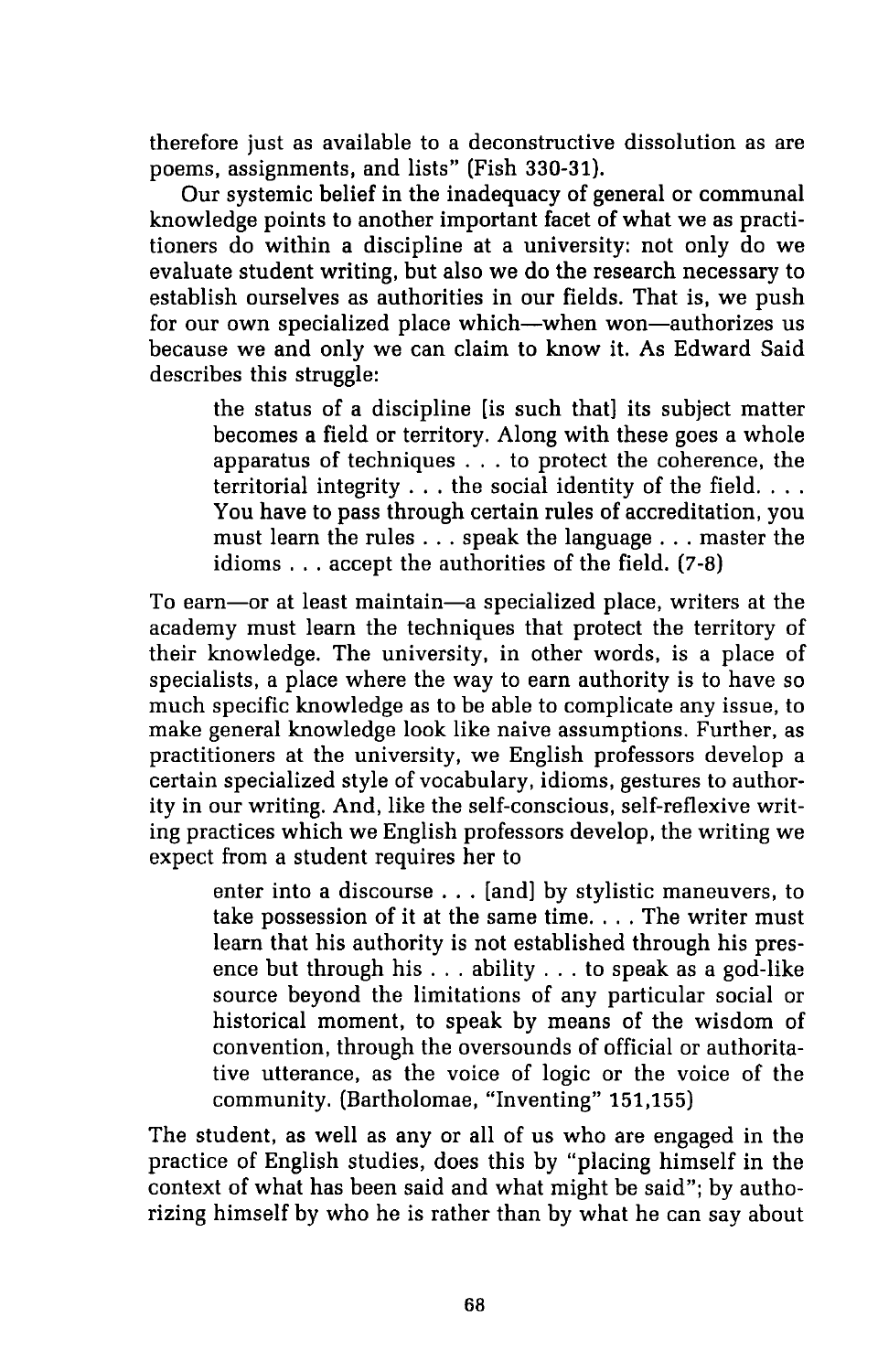therefore just as available to a deconstructive dissolution as are poems, assignments, and lists" (Fish 330-31).

Our systemic belief in the inadequacy of general or communal knowledge points to another important facet of what we as practitioners do within a discipline at a university: not only do we evaluate student writing, but also we do the research necessary to establish ourselves as authorities in our fields. That is, we push for our own specialized place which—when won—authorizes us because we and only we can claim to know it. As Edward Said describes this struggle:

> the status of a discipline [is such that] its subject matter becomes a field or territory. Along with these goes a whole apparatus of techniques . . . to protect the coherence, the territorial integrity . . . the social identity of the field. . . . You have to pass through certain rules of accreditation, you must learn the rules . . . speak the language . . . master the idioms . . . accept the authorities of the field. (7-8)

To earn—or at least maintain—a specialized place, writers at the academy must learn the techniques that protect the territory of their knowledge. The university, in other words, is a place of specialists, a place where the way to earn authority is to have so much specific knowledge as to be able to complicate any issue, to make general knowledge look like naive assumptions. Further, as practitioners at the university, we English professors develop a certain specialized style of vocabulary, idioms, gestures to authority in our writing. And, like the self-conscious, self-reflexive writing practices which we English professors develop, the writing we expect from a student requires her to

> enter into a discourse . . . [and] by stylistic maneuvers, to take possession of it at the same time. . . . The writer must learn that his authority is not established through his presence but through his . . . ability . . . to speak as a god-like source beyond the limitations of any particular social or historical moment, to speak by means of the wisdom of convention, through the oversounds of official or authoritative utterance, as the voice of logic or the voice of the community. (Bartholomae, "Inventing" 151,155)

The student, as well as any or all of us who are engaged in the practice of English studies, does this by "placing himself in the context of what has been said and what might be said"; by authorizing himself by who he is rather than by what he can say about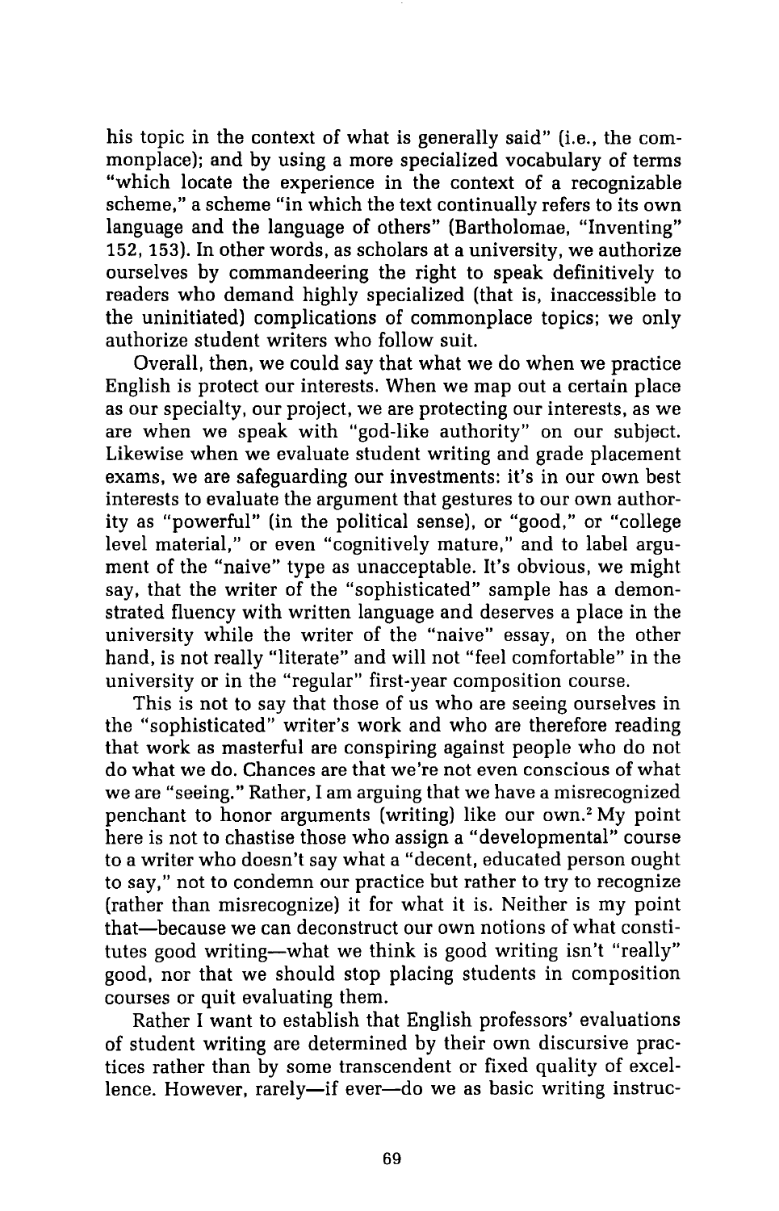his topic in the context of what is generally said" (i.e., the commonplace); and by using a more specialized vocabulary of terms "which locate the experience in the context of a recognizable scheme," a scheme "in which the text continually refers to its own language and the language of others" (Bartholomae, "Inventing" 152, 153). In other words, as scholars at a university, we authorize ourselves by commandeering the right to speak definitively to readers who demand highly specialized (that is, inaccessible to the uninitiated) complications of commonplace topics; we only authorize student writers who follow suit.

Overall, then, we could say that what we do when we practice English is protect our interests. When we map out a certain place as our specialty, our project, we are protecting our interests, as we are when we speak with "god-like authority" on our subject. Likewise when we evaluate student writing and grade placement exams, we are safeguarding our investments: it's in our own best interests to evaluate the argument that gestures to our own authority as "powerful" (in the political sense), or "good," or "college level material," or even "cognitively mature," and to label argument of the "naive" type as unacceptable. It's obvious, we might say, that the writer of the "sophisticated" sample has a demonstrated fluency with written language and deserves a place in the university while the writer of the "naive" essay, on the other hand, is not really "literate" and will not "feel comfortable" in the university or in the "regular" first-year composition course.

This is not to say that those of us who are seeing ourselves in the "sophisticated" writer's work and who are therefore reading that work as masterful are conspiring against people who do not do what we do. Chances are that we're not even conscious of what we are "seeing." Rather, I am arguing that we have a misrecognized penchant to honor arguments (writing) like our own.[2] My point here is not to chastise those who assign a "developmental" course to a writer who doesn't say what a "decent, educated person ought to say," not to condemn our practice but rather to try to recognize (rather than misrecognize) it for what it is. Neither is my point that—because we can deconstruct our own notions of what constitutes good writing—what we think is good writing isn't "really" good, nor that we should stop placing students in composition courses or quit evaluating them.

Rather I want to establish that English professors' evaluations of student writing are determined by their own discursive practices rather than by some transcendent or fixed quality of excellence. However, rarely—if ever—do we as basic writing instruc-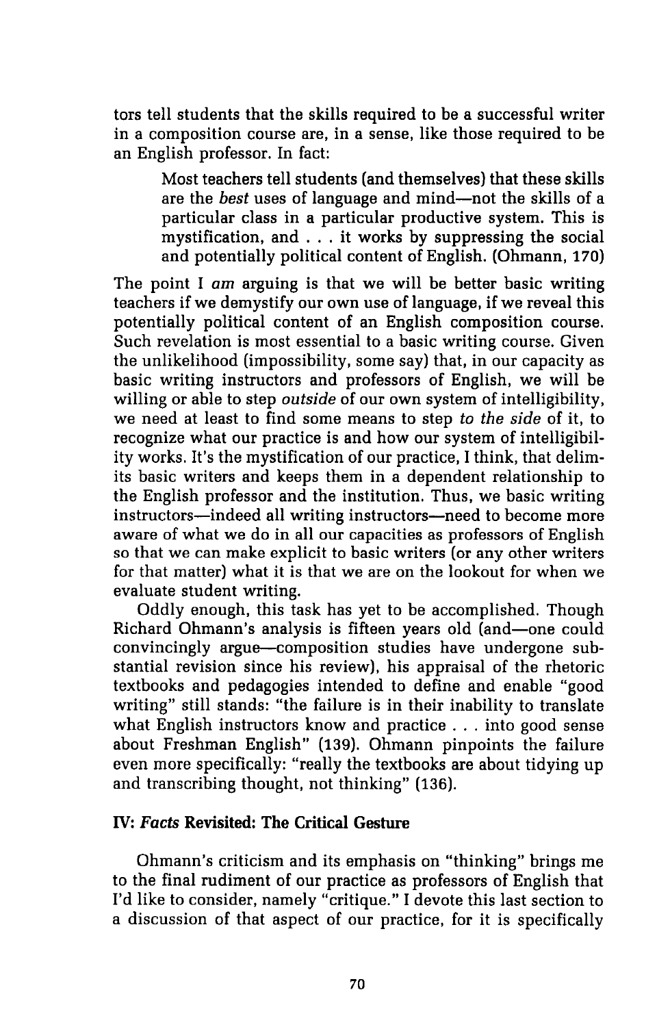tors tell students that the skills required to be a successful writer in a composition course are, in a sense, like those required to be an English professor. In fact:

> Most teachers tell students (and themselves) that these skills are the *best* uses of language and mind—not the skills of a particular class in a particular productive system. This is mystification, and . . . it works by suppressing the social and potentially political content of English. (Ohmann, 170)

The point I *am* arguing is that we will be better basic writing teachers if we demystify our own use of language, if we reveal this potentially political content of an English composition course. Such revelation is most essential to a basic writing course. Given the unlikelihood (impossibility, some say) that, in our capacity as basic writing instructors and professors of English, we will be willing or able to step *outside* of our own system of intelligibility, we need at least to find some means to step *to the side* of it, to recognize what our practice is and how our system of intelligibility works. It's the mystification of our practice, I think, that delimits basic writers and keeps them in a dependent relationship to the English professor and the institution. Thus, we basic writing instructors—indeed all writing instructors—need to become more aware of what we do in all our capacities as professors of English so that we can make explicit to basic writers (or any other writers for that matter) what it is that we are on the lookout for when we evaluate student writing.

Oddly enough, this task has yet to be accomplished. Though Richard Ohmann's analysis is fifteen years old (and—one could convincingly argue—composition studies have undergone substantial revision since his review), his appraisal of the rhetoric textbooks and pedagogies intended to define and enable "good writing" still stands: "the failure is in their inability to translate what English instructors know and practice . . . into good sense about Freshman English" (139). Ohmann pinpoints the failure even more specifically: "really the textbooks are about tidying up and transcribing thought, not thinking" (136).

## IV: *Facts* Revisited: The Critical Gesture

Ohmann's criticism and its emphasis on "thinking" brings me to the final rudiment of our practice as professors of English that I'd like to consider, namely "critique." I devote this last section to a discussion of that aspect of our practice, for it is specifically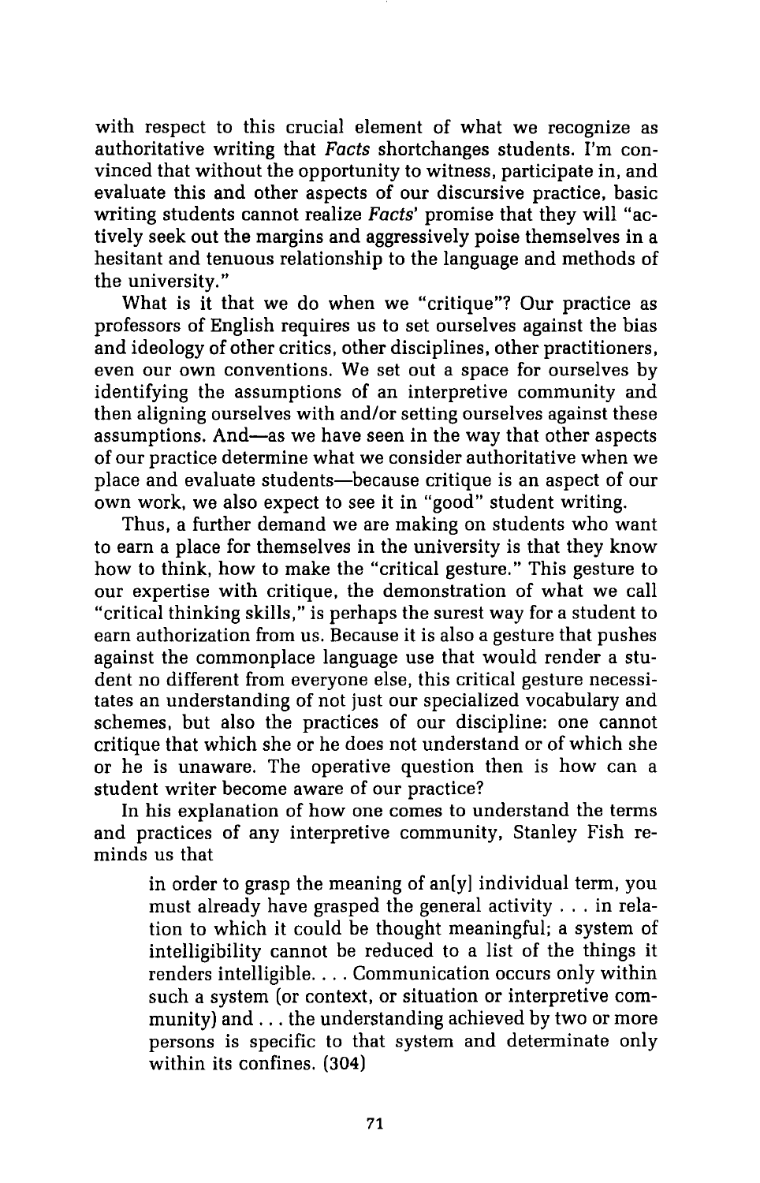with respect to this crucial element of what we recognize as authoritative writing that *Facts* shortchanges students. I'm convinced that without the opportunity to witness, participate in, and evaluate this and other aspects of our discursive practice, basic writing students cannot realize *Facts'* promise that they will "actively seek out the margins and aggressively poise themselves in a hesitant and tenuous relationship to the language and methods of the university."

What is it that we do when we "critique"? Our practice as professors of English requires us to set ourselves against the bias and ideology of other critics, other disciplines, other practitioners, even our own conventions. We set out a space for ourselves by identifying the assumptions of an interpretive community and then aligning ourselves with and/or setting ourselves against these assumptions. And—as we have seen in the way that other aspects of our practice determine what we consider authoritative when we place and evaluate students—because critique is an aspect of our own work, we also expect to see it in "good" student writing.

Thus, a further demand we are making on students who want to earn a place for themselves in the university is that they know how to think, how to make the "critical gesture." This gesture to our expertise with critique, the demonstration of what we call "critical thinking skills," is perhaps the surest way for a student to earn authorization from us. Because it is also a gesture that pushes against the commonplace language use that would render a student no different from everyone else, this critical gesture necessitates an understanding of not just our specialized vocabulary and schemes, but also the practices of our discipline: one cannot critique that which she or he does not understand or of which she or he is unaware. The operative question then is how can a student writer become aware of our practice?

In his explanation of how one comes to understand the terms and practices of any interpretive community, Stanley Fish reminds us that

> in order to grasp the meaning of an[y] individual term, you must already have grasped the general activity . . . in relation to which it could be thought meaningful; a system of intelligibility cannot be reduced to a list of the things it renders intelligible. . . . Communication occurs only within such a system (or context, or situation or interpretive community) and . . . the understanding achieved by two or more persons is specific to that system and determinate only within its confines. (304)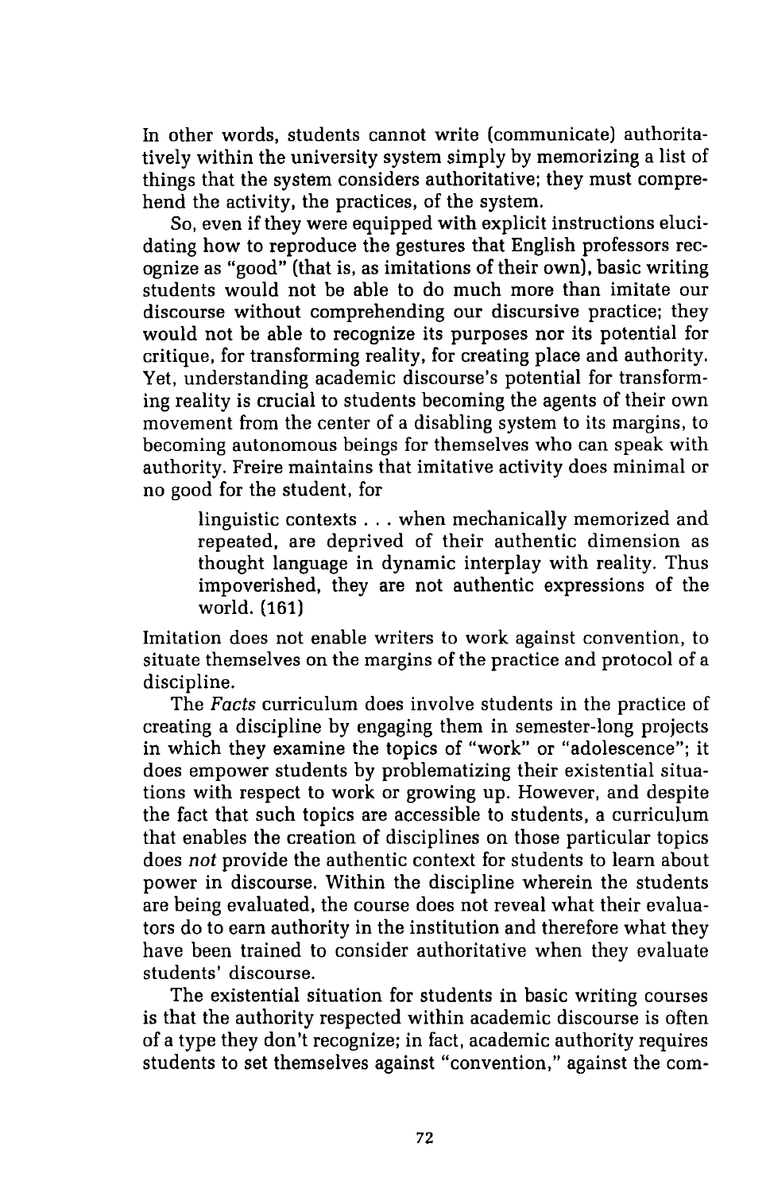In other words, students cannot write (communicate) authoritatively within the university system simply by memorizing a list of things that the system considers authoritative; they must comprehend the activity, the practices, of the system.

So, even if they were equipped with explicit instructions elucidating how to reproduce the gestures that English professors recognize as "good" (that is, as imitations of their own), basic writing students would not be able to do much more than imitate our discourse without comprehending our discursive practice; they would not be able to recognize its purposes nor its potential for critique, for transforming reality, for creating place and authority. Yet, understanding academic discourse's potential for transforming reality is crucial to students becoming the agents of their own movement from the center of a disabling system to its margins, to becoming autonomous beings for themselves who can speak with authority. Freire maintains that imitative activity does minimal or no good for the student, for

> linguistic contexts . . . when mechanically memorized and repeated, are deprived of their authentic dimension as thought language in dynamic interplay with reality. Thus impoverished, they are not authentic expressions of the world. (161)

Imitation does not enable writers to work against convention, to situate themselves on the margins of the practice and protocol of a discipline.

The *Facts* curriculum does involve students in the practice of creating a discipline by engaging them in semester-long projects in which they examine the topics of "work" or "adolescence"; it does empower students by problematizing their existential situations with respect to work or growing up. However, and despite the fact that such topics are accessible to students, a curriculum that enables the creation of disciplines on those particular topics does *not* provide the authentic context for students to learn about power in discourse. Within the discipline wherein the students are being evaluated, the course does not reveal what their evaluators do to earn authority in the institution and therefore what they have been trained to consider authoritative when they evaluate students' discourse.

The existential situation for students in basic writing courses is that the authority respected within academic discourse is often of a type they don't recognize; in fact, academic authority requires students to set themselves against "convention," against the com-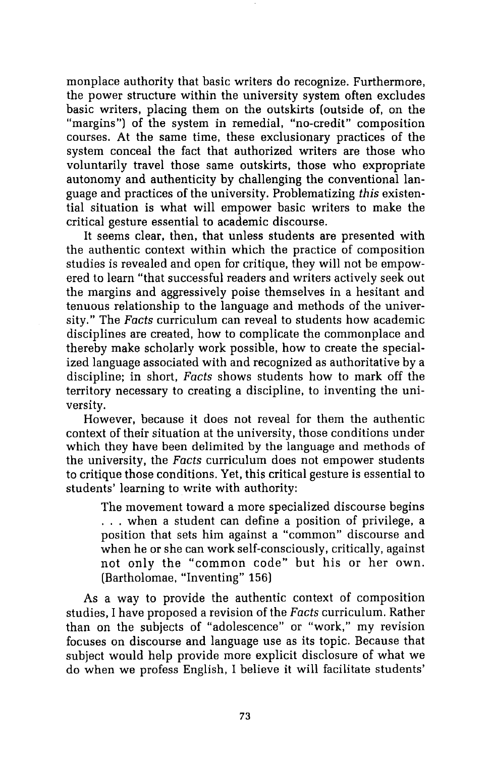monplace authority that basic writers do recognize. Furthermore, the power structure within the university system often excludes basic writers, placing them on the outskirts (outside of, on the "margins") of the system in remedial, "no-credit" composition courses. At the same time, these exclusionary practices of the system conceal the fact that authorized writers are those who voluntarily travel those same outskirts, those who expropriate autonomy and authenticity by challenging the conventional language and practices of the university. Problematizing *this* existential situation is what will empower basic writers to make the critical gesture essential to academic discourse.

It seems clear, then, that unless students are presented with the authentic context within which the practice of composition studies is revealed and open for critique, they will not be empowered to learn "that successful readers and writers actively seek out the margins and aggressively poise themselves in a hesitant and tenuous relationship to the language and methods of the university." The *Facts* curriculum can reveal to students how academic disciplines are created, how to complicate the commonplace and thereby make scholarly work possible, how to create the specialized language associated with and recognized as authoritative by a discipline; in short, *Facts* shows students how to mark off the territory necessary to creating a discipline, to inventing the university.

However, because it does not reveal for them the authentic context of their situation at the university, those conditions under which they have been delimited by the language and methods of the university, the *Facts* curriculum does not empower students to critique those conditions. Yet, this critical gesture is essential to students' learning to write with authority:

> The movement toward a more specialized discourse begins . . . when a student can define a position of privilege, a position that sets him against a "common" discourse and when he or she can work self-consciously, critically, against not only the "common code" but his or her own. (Bartholomae, "Inventing" 156)

As a way to provide the authentic context of composition studies, I have proposed a revision of the *Facts* curriculum. Rather than on the subjects of "adolescence" or "work," my revision focuses on discourse and language use as its topic. Because that subject would help provide more explicit disclosure of what we do when we profess English, I believe it will facilitate students'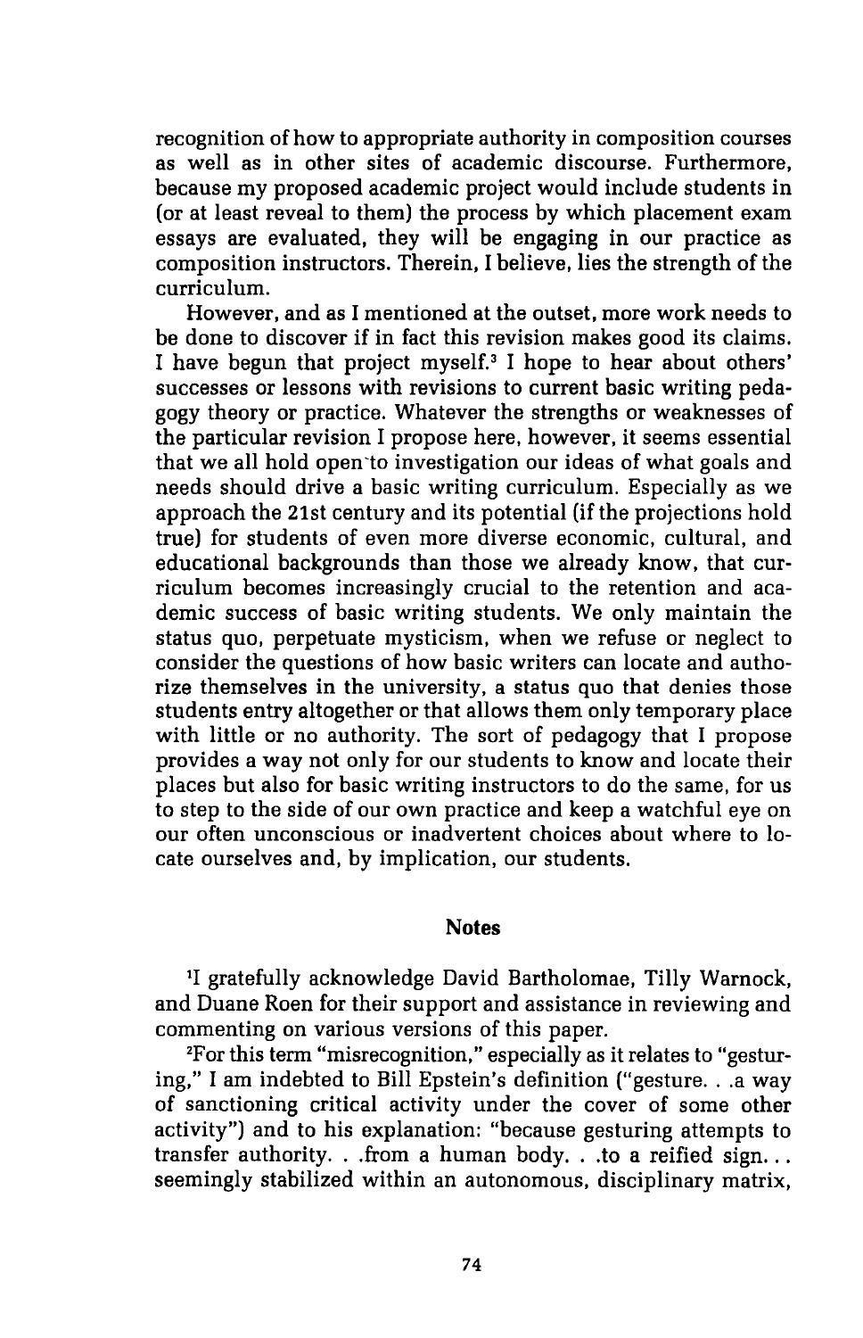recognition of how to appropriate authority in composition courses as well as in other sites of academic discourse. Furthermore, because my proposed academic project would include students in (or at least reveal to them) the process by which placement exam essays are evaluated, they will be engaging in our practice as composition instructors. Therein, I believe, lies the strength of the curriculum.

However, and as I mentioned at the outset, more work needs to be done to discover if in fact this revision makes good its claims. I have begun that project myself.[3] I hope to hear about others' successes or lessons with revisions to current basic writing pedagogy theory or practice. Whatever the strengths or weaknesses of the particular revision I propose here, however, it seems essential that we all hold open to investigation our ideas of what goals and needs should drive a basic writing curriculum. Especially as we approach the 21st century and its potential (if the projections hold true) for students of even more diverse economic, cultural, and educational backgrounds than those we already know, that curriculum becomes increasingly crucial to the retention and academic success of basic writing students. We only maintain the status quo, perpetuate mysticism, when we refuse or neglect to consider the questions of how basic writers can locate and authorize themselves in the university, a status quo that denies those students entry altogether or that allows them only temporary place with little or no authority. The sort of pedagogy that I propose provides a way not only for our students to know and locate their places but also for basic writing instructors to do the same, for us to step to the side of our own practice and keep a watchful eye on our often unconscious or inadvertent choices about where to locate ourselves and, by implication, our students.

## Notes

[1]I gratefully acknowledge David Bartholomae, Tilly Warnock, and Duane Roen for their support and assistance in reviewing and commenting on various versions of this paper.

[2]For this term "misrecognition," especially as it relates to "gesturing," I am indebted to Bill Epstein's definition ("gesture. . .a way of sanctioning critical activity under the cover of some other activity") and to his explanation: "because gesturing attempts to transfer authority. . .from a human body. . .to a reified sign. . . seemingly stabilized within an autonomous, disciplinary matrix,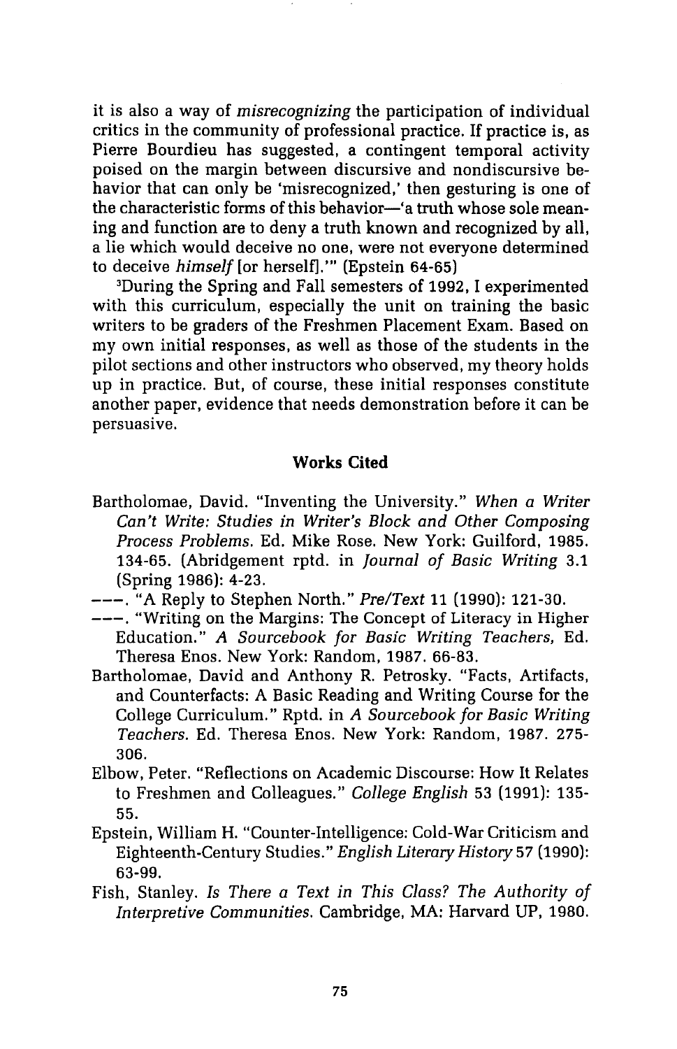it is also a way of *misrecognizing* the participation of individual critics in the community of professional practice. If practice is, as Pierre Bourdieu has suggested, a contingent temporal activity poised on the margin between discursive and nondiscursive behavior that can only be 'misrecognized,' then gesturing is one of the characteristic forms of this behavior—'a truth whose sole meaning and function are to deny a truth known and recognized by all, a lie which would deceive no one, were not everyone determined to deceive *himself* [or herself].'" (Epstein 64-65)

[3]During the Spring and Fall semesters of 1992, I experimented with this curriculum, especially the unit on training the basic writers to be graders of the Freshmen Placement Exam. Based on my own initial responses, as well as those of the students in the pilot sections and other instructors who observed, my theory holds up in practice. But, of course, these initial responses constitute another paper, evidence that needs demonstration before it can be persuasive.

## Works Cited

Bartholomae, David. "Inventing the University." *When a Writer Can't Write: Studies in Writer's Block and Other Composing Process Problems.* Ed. Mike Rose. New York: Guilford, 1985. 134-65. (Abridgement rptd. in *Journal of Basic Writing* 3.1 (Spring 1986): 4-23.

---. "A Reply to Stephen North." *Pre/Text* 11 (1990): 121-30.

---. "Writing on the Margins: The Concept of Literacy in Higher Education." *A Sourcebook for Basic Writing Teachers,* Ed. Theresa Enos. New York: Random, 1987. 66-83.

Bartholomae, David and Anthony R. Petrosky. "Facts, Artifacts, and Counterfacts: A Basic Reading and Writing Course for the College Curriculum." Rptd. in *A Sourcebook for Basic Writing Teachers.* Ed. Theresa Enos. New York: Random, 1987. 275-306.

Elbow, Peter. "Reflections on Academic Discourse: How It Relates to Freshmen and Colleagues." *College English* 53 (1991): 135-55.

Epstein, William H. "Counter-Intelligence: Cold-War Criticism and Eighteenth-Century Studies." *English Literary History* 57 (1990): 63-99.

Fish, Stanley. *Is There a Text in This Class? The Authority of Interpretive Communities.* Cambridge, MA: Harvard UP, 1980.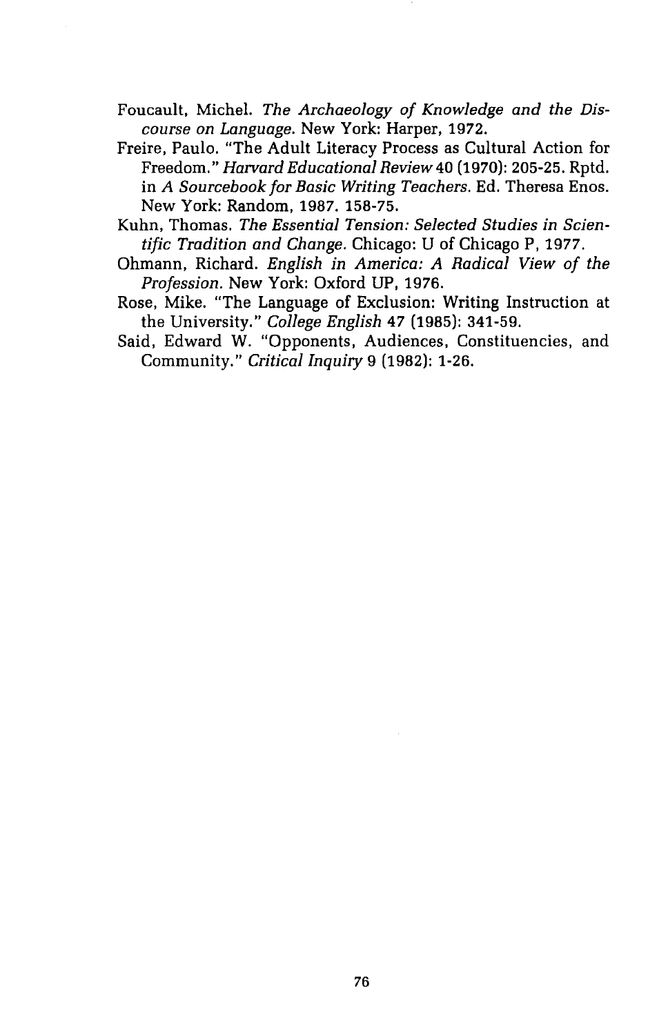Foucault, Michel. *The Archaeology of Knowledge and the Discourse on Language.* New York: Harper, 1972.

Freire, Paulo. "The Adult Literacy Process as Cultural Action for Freedom." *Harvard Educational Review* 40 (1970): 205-25. Rptd. in *A Sourcebook for Basic Writing Teachers.* Ed. Theresa Enos. New York: Random, 1987. 158-75.

Kuhn, Thomas. *The Essential Tension: Selected Studies in Scientific Tradition and Change.* Chicago: U of Chicago P, 1977.

Ohmann, Richard. *English in America: A Radical View of the Profession.* New York: Oxford UP, 1976.

Rose, Mike. "The Language of Exclusion: Writing Instruction at the University." *College English* 47 (1985): 341-59.

Said, Edward W. "Opponents, Audiences, Constituencies, and Community." *Critical Inquiry* 9 (1982): 1-26.